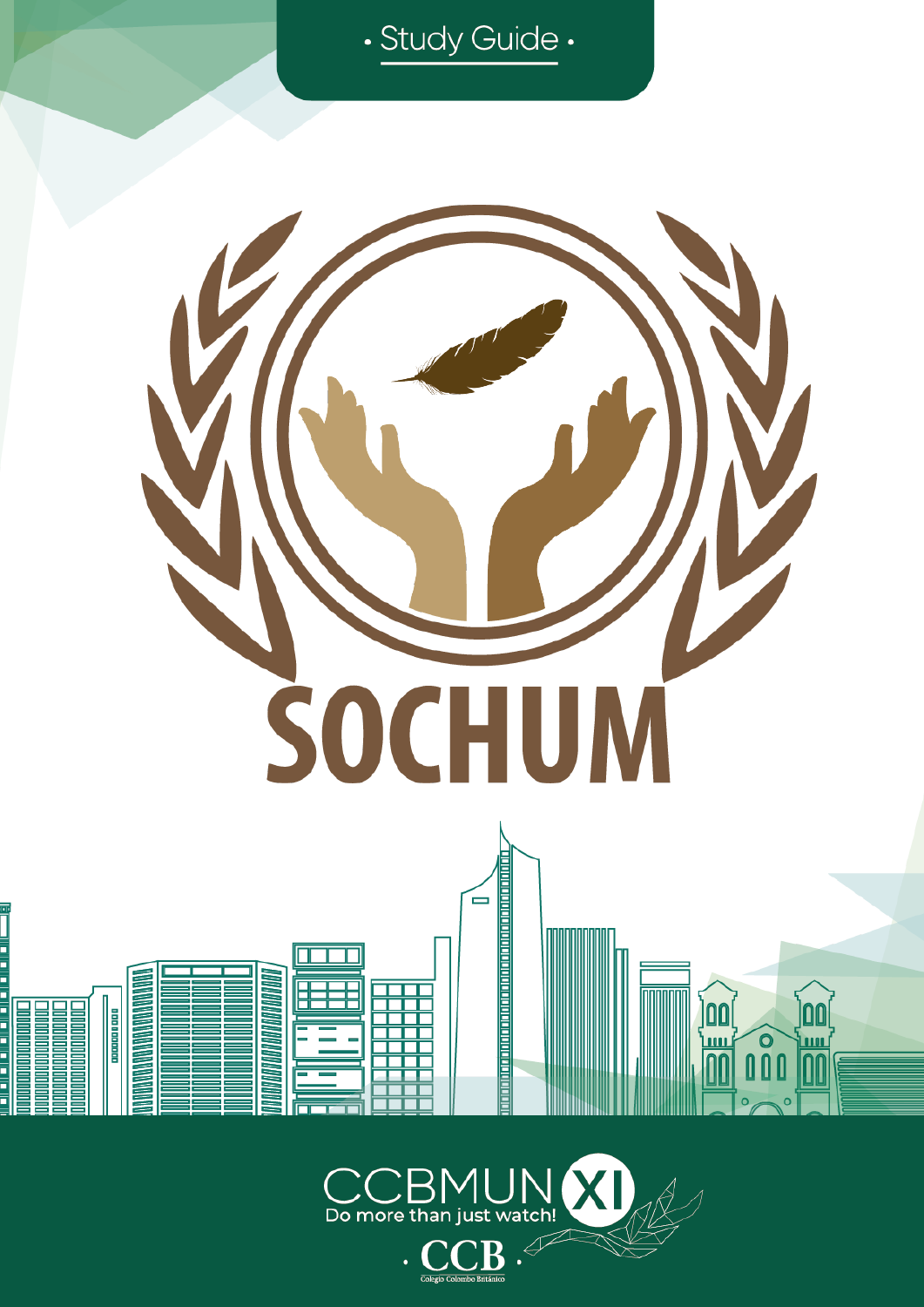• Study Guide •

# SOCHUM

CCBMUN XI

Do more than just watch!

· CCB ·

Colegio Colombo Británico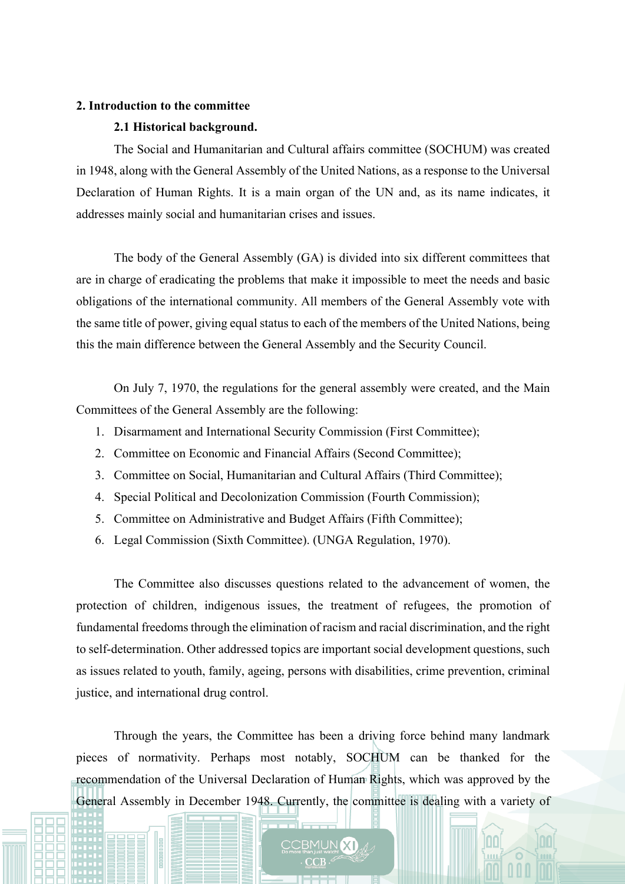## 2. Introduction to the committee

### 2.1 Historical background.

The Social and Humanitarian and Cultural affairs committee (SOCHUM) was created in 1948, along with the General Assembly of the United Nations, as a response to the Universal Declaration of Human Rights. It is a main organ of the UN and, as its name indicates, it addresses mainly social and humanitarian crises and issues.

The body of the General Assembly (GA) is divided into six different committees that are in charge of eradicating the problems that make it impossible to meet the needs and basic obligations of the international community. All members of the General Assembly vote with the same title of power, giving equal status to each of the members of the United Nations, being this the main difference between the General Assembly and the Security Council.

On July 7, 1970, the regulations for the general assembly were created, and the Main Committees of the General Assembly are the following:

1. Disarmament and International Security Commission (First Committee);
2. Committee on Economic and Financial Affairs (Second Committee);
3. Committee on Social, Humanitarian and Cultural Affairs (Third Committee);
4. Special Political and Decolonization Commission (Fourth Commission);
5. Committee on Administrative and Budget Affairs (Fifth Committee);
6. Legal Commission (Sixth Committee). (UNGA Regulation, 1970).

The Committee also discusses questions related to the advancement of women, the protection of children, indigenous issues, the treatment of refugees, the promotion of fundamental freedoms through the elimination of racism and racial discrimination, and the right to self-determination. Other addressed topics are important social development questions, such as issues related to youth, family, ageing, persons with disabilities, crime prevention, criminal justice, and international drug control.

Through the years, the Committee has been a driving force behind many landmark pieces of normativity. Perhaps most notably, SOCHUM can be thanked for the recommendation of the Universal Declaration of Human Rights, which was approved by the General Assembly in December 1948. Currently, the committee is dealing with a variety of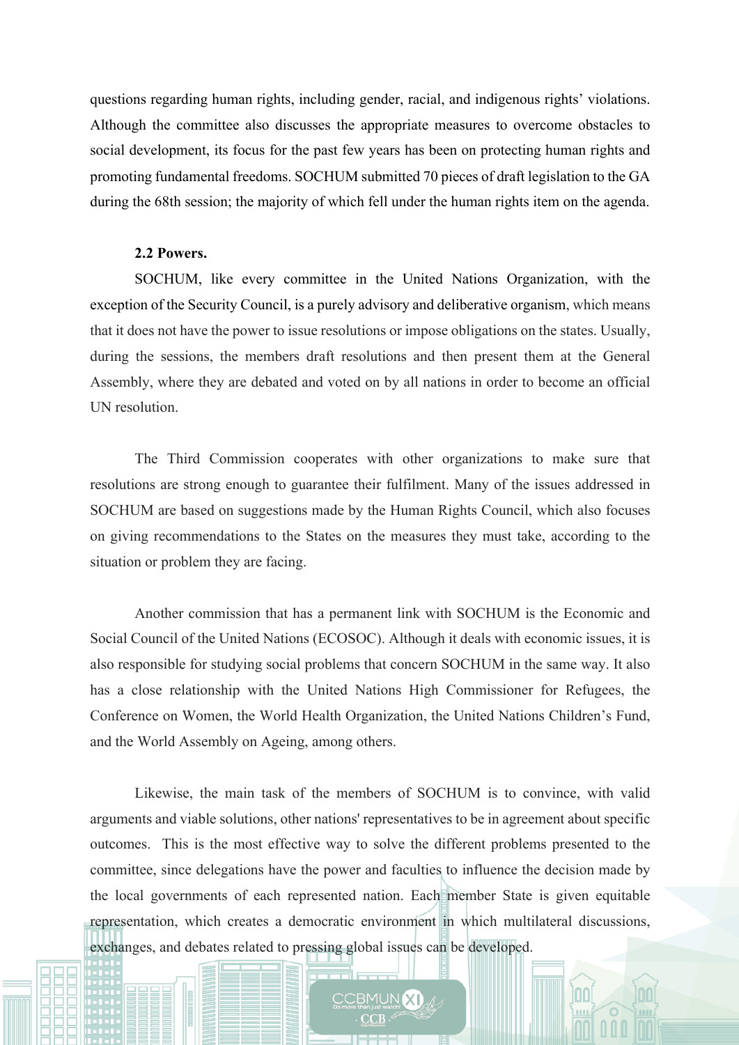questions regarding human rights, including gender, racial, and indigenous rights' violations. Although the committee also discusses the appropriate measures to overcome obstacles to social development, its focus for the past few years has been on protecting human rights and promoting fundamental freedoms. SOCHUM submitted 70 pieces of draft legislation to the GA during the 68th session; the majority of which fell under the human rights item on the agenda.

**2.2 Powers.**

SOCHUM, like every committee in the United Nations Organization, with the exception of the Security Council, is a purely advisory and deliberative organism, which means that it does not have the power to issue resolutions or impose obligations on the states. Usually, during the sessions, the members draft resolutions and then present them at the General Assembly, where they are debated and voted on by all nations in order to become an official UN resolution.

The Third Commission cooperates with other organizations to make sure that resolutions are strong enough to guarantee their fulfilment. Many of the issues addressed in SOCHUM are based on suggestions made by the Human Rights Council, which also focuses on giving recommendations to the States on the measures they must take, according to the situation or problem they are facing.

Another commission that has a permanent link with SOCHUM is the Economic and Social Council of the United Nations (ECOSOC). Although it deals with economic issues, it is also responsible for studying social problems that concern SOCHUM in the same way. It also has a close relationship with the United Nations High Commissioner for Refugees, the Conference on Women, the World Health Organization, the United Nations Children's Fund, and the World Assembly on Ageing, among others.

Likewise, the main task of the members of SOCHUM is to convince, with valid arguments and viable solutions, other nations' representatives to be in agreement about specific outcomes. This is the most effective way to solve the different problems presented to the committee, since delegations have the power and faculties to influence the decision made by the local governments of each represented nation. Each member State is given equitable representation, which creates a democratic environment in which multilateral discussions, exchanges, and debates related to pressing global issues can be developed.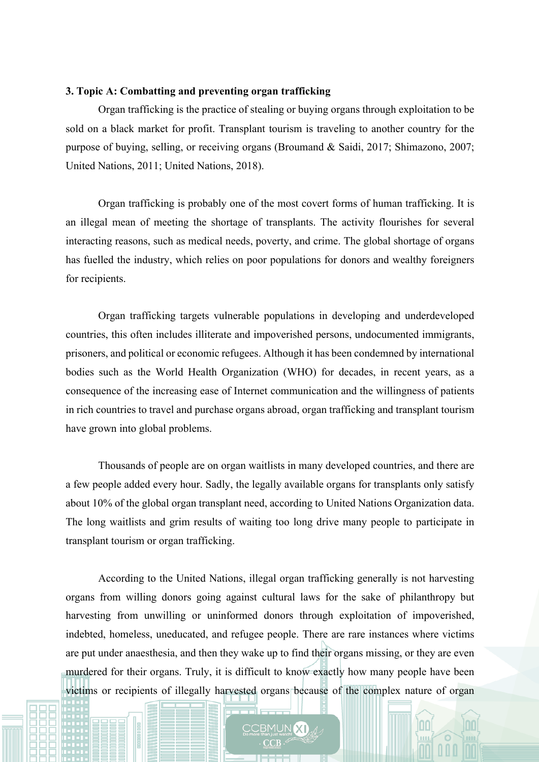### 3. Topic A: Combatting and preventing organ trafficking

Organ trafficking is the practice of stealing or buying organs through exploitation to be sold on a black market for profit. Transplant tourism is traveling to another country for the purpose of buying, selling, or receiving organs (Broumand & Saidi, 2017; Shimazono, 2007; United Nations, 2011; United Nations, 2018).

Organ trafficking is probably one of the most covert forms of human trafficking. It is an illegal mean of meeting the shortage of transplants. The activity flourishes for several interacting reasons, such as medical needs, poverty, and crime. The global shortage of organs has fuelled the industry, which relies on poor populations for donors and wealthy foreigners for recipients.

Organ trafficking targets vulnerable populations in developing and underdeveloped countries, this often includes illiterate and impoverished persons, undocumented immigrants, prisoners, and political or economic refugees. Although it has been condemned by international bodies such as the World Health Organization (WHO) for decades, in recent years, as a consequence of the increasing ease of Internet communication and the willingness of patients in rich countries to travel and purchase organs abroad, organ trafficking and transplant tourism have grown into global problems.

Thousands of people are on organ waitlists in many developed countries, and there are a few people added every hour. Sadly, the legally available organs for transplants only satisfy about 10% of the global organ transplant need, according to United Nations Organization data. The long waitlists and grim results of waiting too long drive many people to participate in transplant tourism or organ trafficking.

According to the United Nations, illegal organ trafficking generally is not harvesting organs from willing donors going against cultural laws for the sake of philanthropy but harvesting from unwilling or uninformed donors through exploitation of impoverished, indebted, homeless, uneducated, and refugee people. There are rare instances where victims are put under anaesthesia, and then they wake up to find their organs missing, or they are even murdered for their organs. Truly, it is difficult to know exactly how many people have been victims or recipients of illegally harvested organs because of the complex nature of organ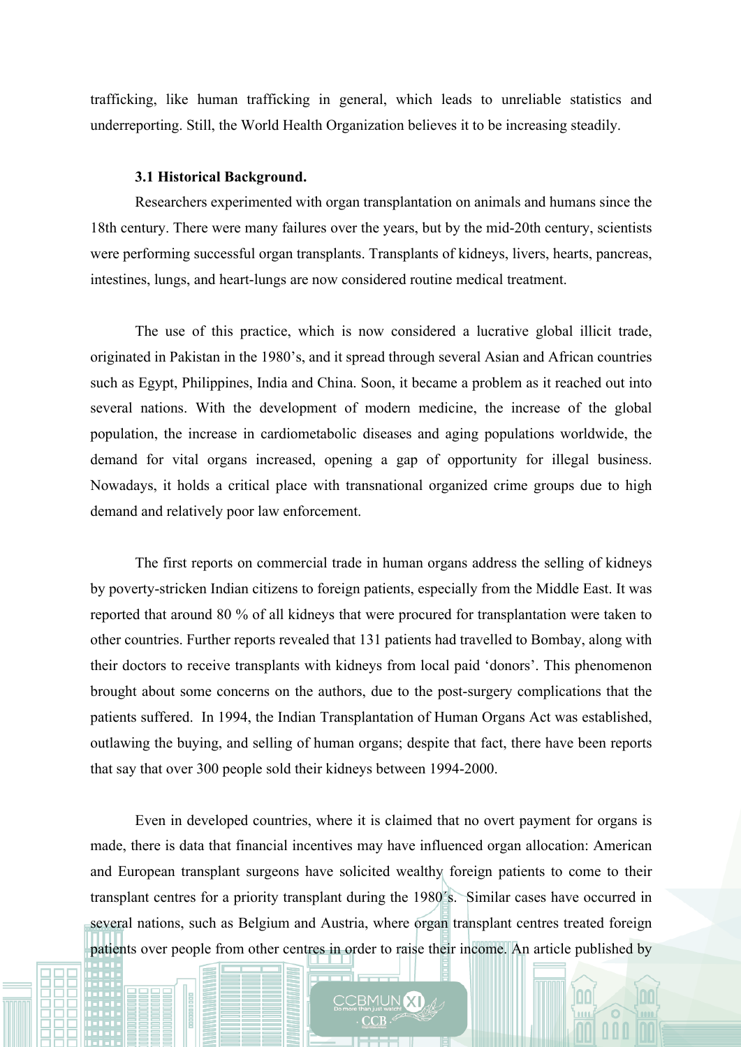trafficking, like human trafficking in general, which leads to unreliable statistics and underreporting. Still, the World Health Organization believes it to be increasing steadily.

### 3.1 Historical Background.

Researchers experimented with organ transplantation on animals and humans since the 18th century. There were many failures over the years, but by the mid-20th century, scientists were performing successful organ transplants. Transplants of kidneys, livers, hearts, pancreas, intestines, lungs, and heart-lungs are now considered routine medical treatment.

The use of this practice, which is now considered a lucrative global illicit trade, originated in Pakistan in the 1980's, and it spread through several Asian and African countries such as Egypt, Philippines, India and China. Soon, it became a problem as it reached out into several nations. With the development of modern medicine, the increase of the global population, the increase in cardiometabolic diseases and aging populations worldwide, the demand for vital organs increased, opening a gap of opportunity for illegal business. Nowadays, it holds a critical place with transnational organized crime groups due to high demand and relatively poor law enforcement.

The first reports on commercial trade in human organs address the selling of kidneys by poverty-stricken Indian citizens to foreign patients, especially from the Middle East. It was reported that around 80 % of all kidneys that were procured for transplantation were taken to other countries. Further reports revealed that 131 patients had travelled to Bombay, along with their doctors to receive transplants with kidneys from local paid 'donors'. This phenomenon brought about some concerns on the authors, due to the post-surgery complications that the patients suffered. In 1994, the Indian Transplantation of Human Organs Act was established, outlawing the buying, and selling of human organs; despite that fact, there have been reports that say that over 300 people sold their kidneys between 1994-2000.

Even in developed countries, where it is claimed that no overt payment for organs is made, there is data that financial incentives may have influenced organ allocation: American and European transplant surgeons have solicited wealthy foreign patients to come to their transplant centres for a priority transplant during the 1980´s. Similar cases have occurred in several nations, such as Belgium and Austria, where organ transplant centres treated foreign patients over people from other centres in order to raise their income. An article published by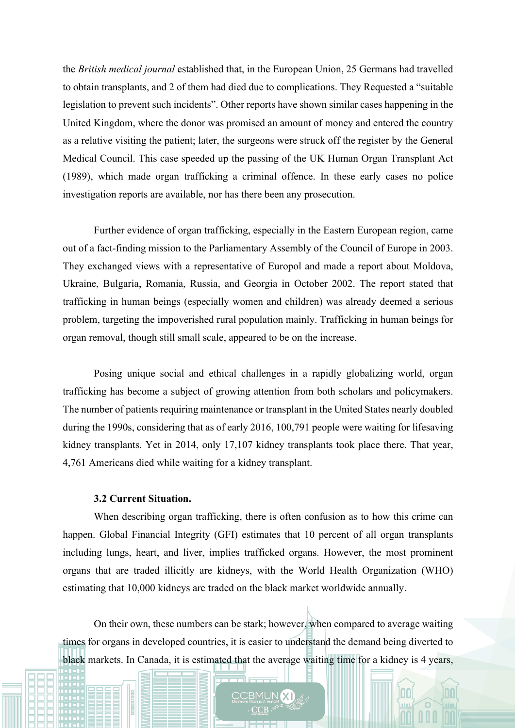the *British medical journal* established that, in the European Union, 25 Germans had travelled to obtain transplants, and 2 of them had died due to complications. They Requested a "suitable legislation to prevent such incidents". Other reports have shown similar cases happening in the United Kingdom, where the donor was promised an amount of money and entered the country as a relative visiting the patient; later, the surgeons were struck off the register by the General Medical Council. This case speeded up the passing of the UK Human Organ Transplant Act (1989), which made organ trafficking a criminal offence. In these early cases no police investigation reports are available, nor has there been any prosecution.

Further evidence of organ trafficking, especially in the Eastern European region, came out of a fact-finding mission to the Parliamentary Assembly of the Council of Europe in 2003. They exchanged views with a representative of Europol and made a report about Moldova, Ukraine, Bulgaria, Romania, Russia, and Georgia in October 2002. The report stated that trafficking in human beings (especially women and children) was already deemed a serious problem, targeting the impoverished rural population mainly. Trafficking in human beings for organ removal, though still small scale, appeared to be on the increase.

Posing unique social and ethical challenges in a rapidly globalizing world, organ trafficking has become a subject of growing attention from both scholars and policymakers. The number of patients requiring maintenance or transplant in the United States nearly doubled during the 1990s, considering that as of early 2016, 100,791 people were waiting for lifesaving kidney transplants. Yet in 2014, only 17,107 kidney transplants took place there. That year, 4,761 Americans died while waiting for a kidney transplant.

**3.2 Current Situation.**

When describing organ trafficking, there is often confusion as to how this crime can happen. Global Financial Integrity (GFI) estimates that 10 percent of all organ transplants including lungs, heart, and liver, implies trafficked organs. However, the most prominent organs that are traded illicitly are kidneys, with the World Health Organization (WHO) estimating that 10,000 kidneys are traded on the black market worldwide annually.

On their own, these numbers can be stark; however, when compared to average waiting times for organs in developed countries, it is easier to understand the demand being diverted to black markets. In Canada, it is estimated that the average waiting time for a kidney is 4 years,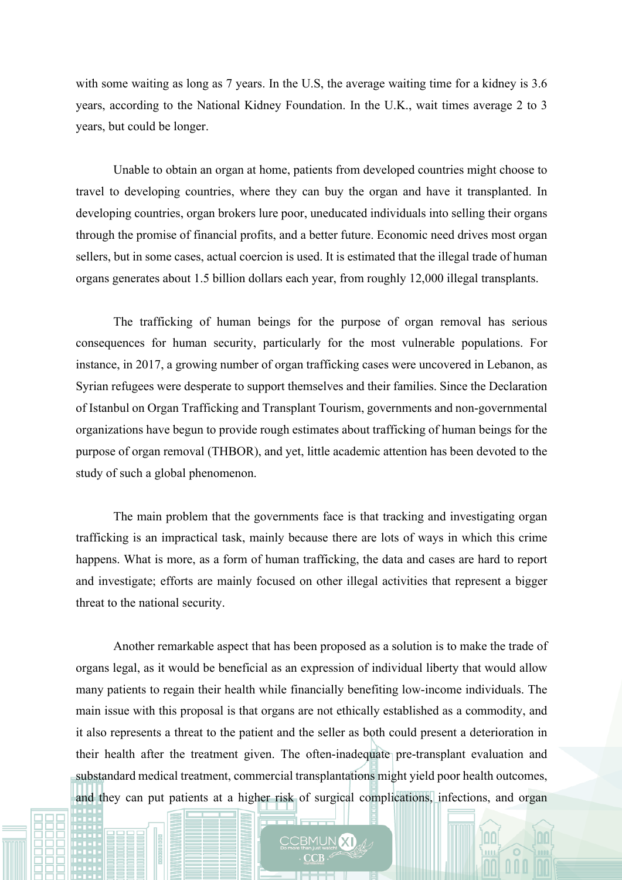with some waiting as long as 7 years. In the U.S, the average waiting time for a kidney is 3.6 years, according to the National Kidney Foundation. In the U.K., wait times average 2 to 3 years, but could be longer.

Unable to obtain an organ at home, patients from developed countries might choose to travel to developing countries, where they can buy the organ and have it transplanted. In developing countries, organ brokers lure poor, uneducated individuals into selling their organs through the promise of financial profits, and a better future. Economic need drives most organ sellers, but in some cases, actual coercion is used. It is estimated that the illegal trade of human organs generates about 1.5 billion dollars each year, from roughly 12,000 illegal transplants.

The trafficking of human beings for the purpose of organ removal has serious consequences for human security, particularly for the most vulnerable populations. For instance, in 2017, a growing number of organ trafficking cases were uncovered in Lebanon, as Syrian refugees were desperate to support themselves and their families. Since the Declaration of Istanbul on Organ Trafficking and Transplant Tourism, governments and non-governmental organizations have begun to provide rough estimates about trafficking of human beings for the purpose of organ removal (THBOR), and yet, little academic attention has been devoted to the study of such a global phenomenon.

The main problem that the governments face is that tracking and investigating organ trafficking is an impractical task, mainly because there are lots of ways in which this crime happens. What is more, as a form of human trafficking, the data and cases are hard to report and investigate; efforts are mainly focused on other illegal activities that represent a bigger threat to the national security.

Another remarkable aspect that has been proposed as a solution is to make the trade of organs legal, as it would be beneficial as an expression of individual liberty that would allow many patients to regain their health while financially benefiting low-income individuals. The main issue with this proposal is that organs are not ethically established as a commodity, and it also represents a threat to the patient and the seller as both could present a deterioration in their health after the treatment given. The often-inadequate pre-transplant evaluation and substandard medical treatment, commercial transplantations might yield poor health outcomes, and they can put patients at a higher risk of surgical complications, infections, and organ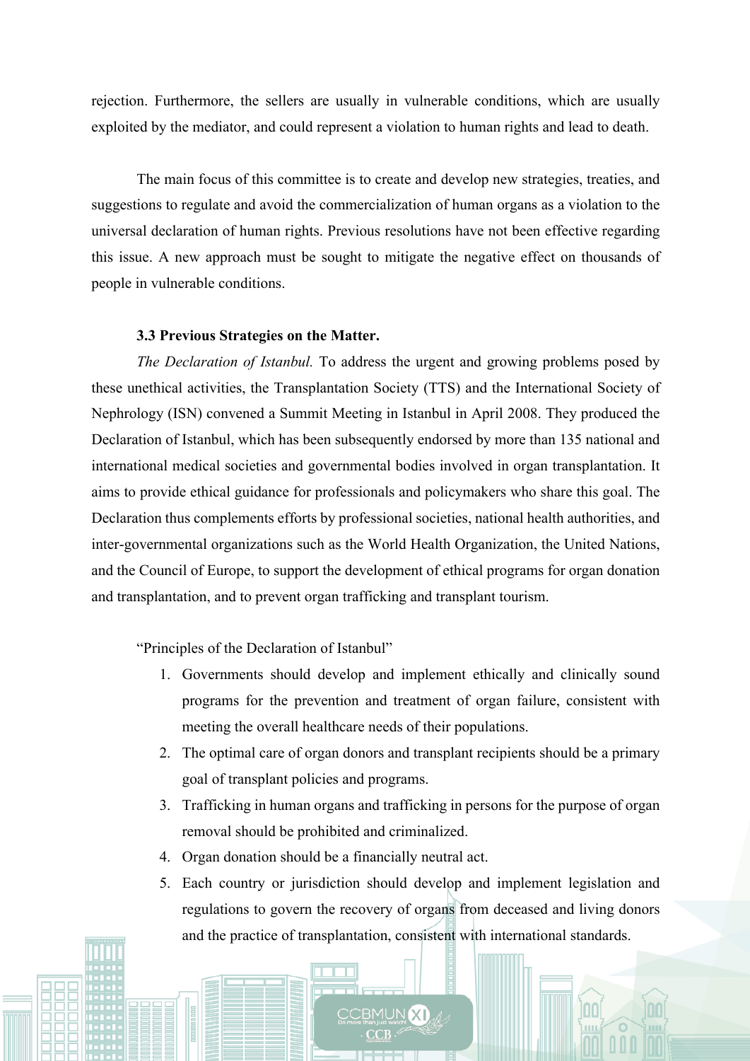rejection. Furthermore, the sellers are usually in vulnerable conditions, which are usually exploited by the mediator, and could represent a violation to human rights and lead to death.

The main focus of this committee is to create and develop new strategies, treaties, and suggestions to regulate and avoid the commercialization of human organs as a violation to the universal declaration of human rights. Previous resolutions have not been effective regarding this issue. A new approach must be sought to mitigate the negative effect on thousands of people in vulnerable conditions.

### 3.3 Previous Strategies on the Matter.

*The Declaration of Istanbul.* To address the urgent and growing problems posed by these unethical activities, the Transplantation Society (TTS) and the International Society of Nephrology (ISN) convened a Summit Meeting in Istanbul in April 2008. They produced the Declaration of Istanbul, which has been subsequently endorsed by more than 135 national and international medical societies and governmental bodies involved in organ transplantation. It aims to provide ethical guidance for professionals and policymakers who share this goal. The Declaration thus complements efforts by professional societies, national health authorities, and inter-governmental organizations such as the World Health Organization, the United Nations, and the Council of Europe, to support the development of ethical programs for organ donation and transplantation, and to prevent organ trafficking and transplant tourism.

"Principles of the Declaration of Istanbul"

1. Governments should develop and implement ethically and clinically sound programs for the prevention and treatment of organ failure, consistent with meeting the overall healthcare needs of their populations.
2. The optimal care of organ donors and transplant recipients should be a primary goal of transplant policies and programs.
3. Trafficking in human organs and trafficking in persons for the purpose of organ removal should be prohibited and criminalized.
4. Organ donation should be a financially neutral act.
5. Each country or jurisdiction should develop and implement legislation and regulations to govern the recovery of organs from deceased and living donors and the practice of transplantation, consistent with international standards.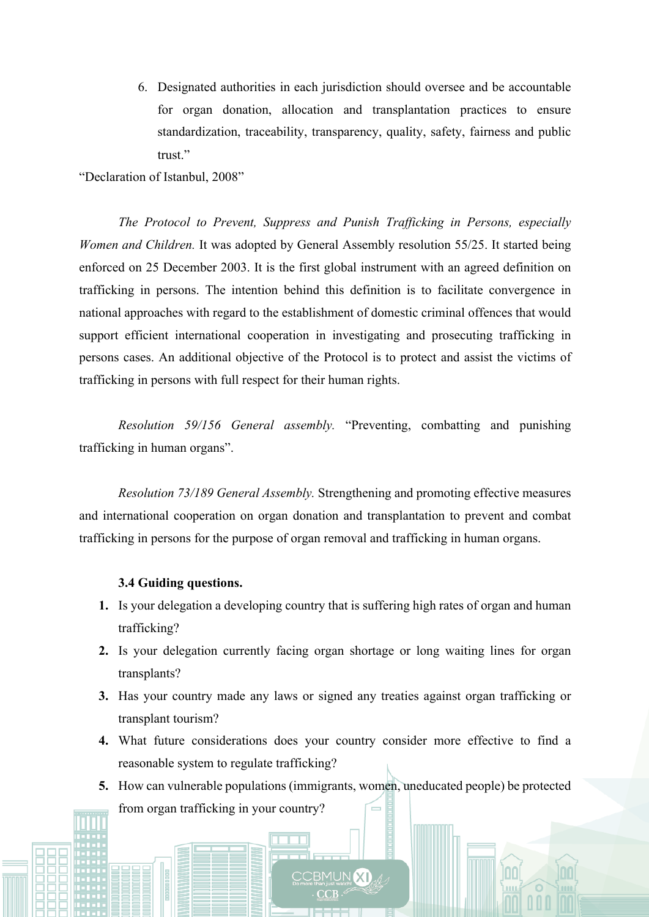6. Designated authorities in each jurisdiction should oversee and be accountable for organ donation, allocation and transplantation practices to ensure standardization, traceability, transparency, quality, safety, fairness and public trust."

"Declaration of Istanbul, 2008"

*The Protocol to Prevent, Suppress and Punish Trafficking in Persons, especially Women and Children.* It was adopted by General Assembly resolution 55/25. It started being enforced on 25 December 2003. It is the first global instrument with an agreed definition on trafficking in persons. The intention behind this definition is to facilitate convergence in national approaches with regard to the establishment of domestic criminal offences that would support efficient international cooperation in investigating and prosecuting trafficking in persons cases. An additional objective of the Protocol is to protect and assist the victims of trafficking in persons with full respect for their human rights.

*Resolution 59/156 General assembly.* "Preventing, combatting and punishing trafficking in human organs".

*Resolution 73/189 General Assembly.* Strengthening and promoting effective measures and international cooperation on organ donation and transplantation to prevent and combat trafficking in persons for the purpose of organ removal and trafficking in human organs.

**3.4 Guiding questions.**

1. Is your delegation a developing country that is suffering high rates of organ and human trafficking?
2. Is your delegation currently facing organ shortage or long waiting lines for organ transplants?
3. Has your country made any laws or signed any treaties against organ trafficking or transplant tourism?
4. What future considerations does your country consider more effective to find a reasonable system to regulate trafficking?
5. How can vulnerable populations (immigrants, women, uneducated people) be protected from organ trafficking in your country?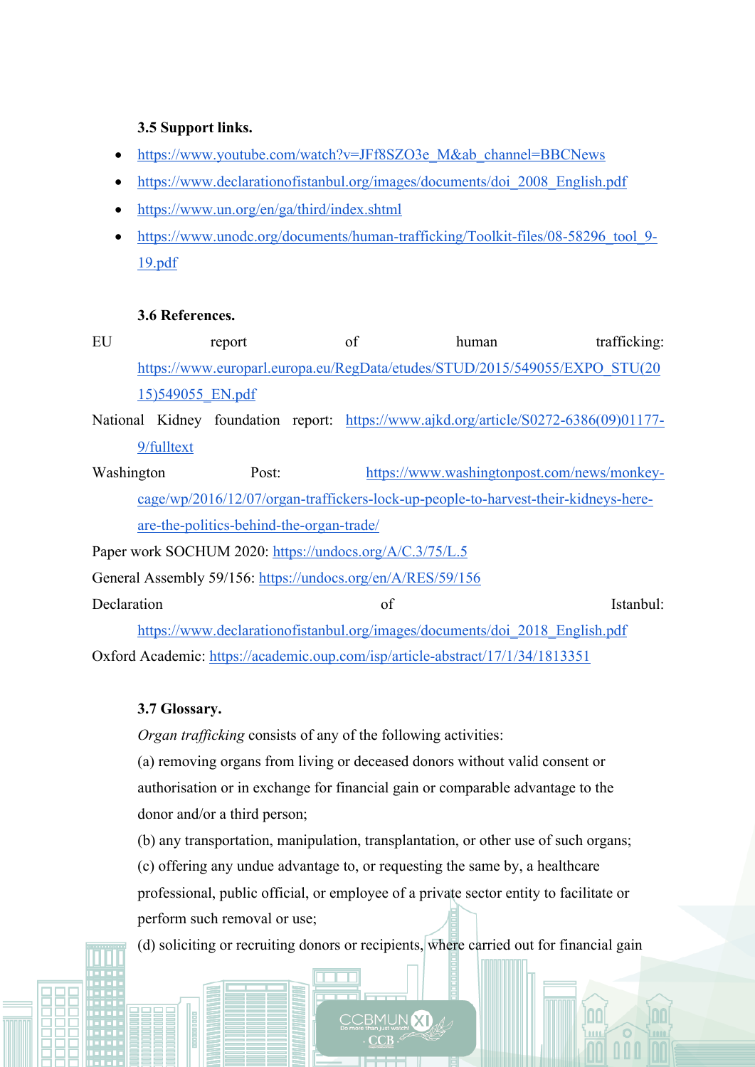### 3.5 Support links.

- https://www.youtube.com/watch?v=JFf8SZO3e_M&ab_channel=BBCNews
- https://www.declarationofistanbul.org/images/documents/doi_2008_English.pdf
- https://www.un.org/en/ga/third/index.shtml
- https://www.unodc.org/documents/human-trafficking/Toolkit-files/08-58296_tool_9-19.pdf

### 3.6 References.

EU report of human trafficking: https://www.europarl.europa.eu/RegData/etudes/STUD/2015/549055/EXPO_STU(2015)549055_EN.pdf

National Kidney foundation report: https://www.ajkd.org/article/S0272-6386(09)01177-9/fulltext

Washington Post: https://www.washingtonpost.com/news/monkey-cage/wp/2016/12/07/organ-traffickers-lock-up-people-to-harvest-their-kidneys-here-are-the-politics-behind-the-organ-trade/

Paper work SOCHUM 2020: https://undocs.org/A/C.3/75/L.5

General Assembly 59/156: https://undocs.org/en/A/RES/59/156

Declaration of Istanbul: https://www.declarationofistanbul.org/images/documents/doi_2018_English.pdf

Oxford Academic: https://academic.oup.com/isp/article-abstract/17/1/34/1813351

### 3.7 Glossary.

*Organ trafficking* consists of any of the following activities:

(a) removing organs from living or deceased donors without valid consent or authorisation or in exchange for financial gain or comparable advantage to the donor and/or a third person;

(b) any transportation, manipulation, transplantation, or other use of such organs;

(c) offering any undue advantage to, or requesting the same by, a healthcare professional, public official, or employee of a private sector entity to facilitate or perform such removal or use;

(d) soliciting or recruiting donors or recipients, where carried out for financial gain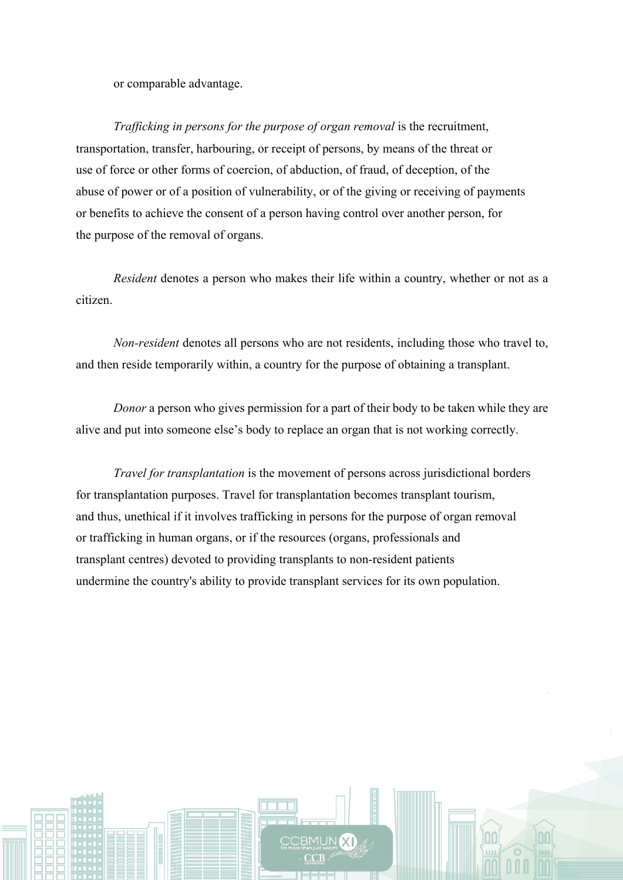or comparable advantage.

*Trafficking in persons for the purpose of organ removal* is the recruitment, transportation, transfer, harbouring, or receipt of persons, by means of the threat or use of force or other forms of coercion, of abduction, of fraud, of deception, of the abuse of power or of a position of vulnerability, or of the giving or receiving of payments or benefits to achieve the consent of a person having control over another person, for the purpose of the removal of organs.

*Resident* denotes a person who makes their life within a country, whether or not as a citizen.

*Non-resident* denotes all persons who are not residents, including those who travel to, and then reside temporarily within, a country for the purpose of obtaining a transplant.

*Donor* a person who gives permission for a part of their body to be taken while they are alive and put into someone else's body to replace an organ that is not working correctly.

*Travel for transplantation* is the movement of persons across jurisdictional borders for transplantation purposes. Travel for transplantation becomes transplant tourism, and thus, unethical if it involves trafficking in persons for the purpose of organ removal or trafficking in human organs, or if the resources (organs, professionals and transplant centres) devoted to providing transplants to non-resident patients undermine the country's ability to provide transplant services for its own population.